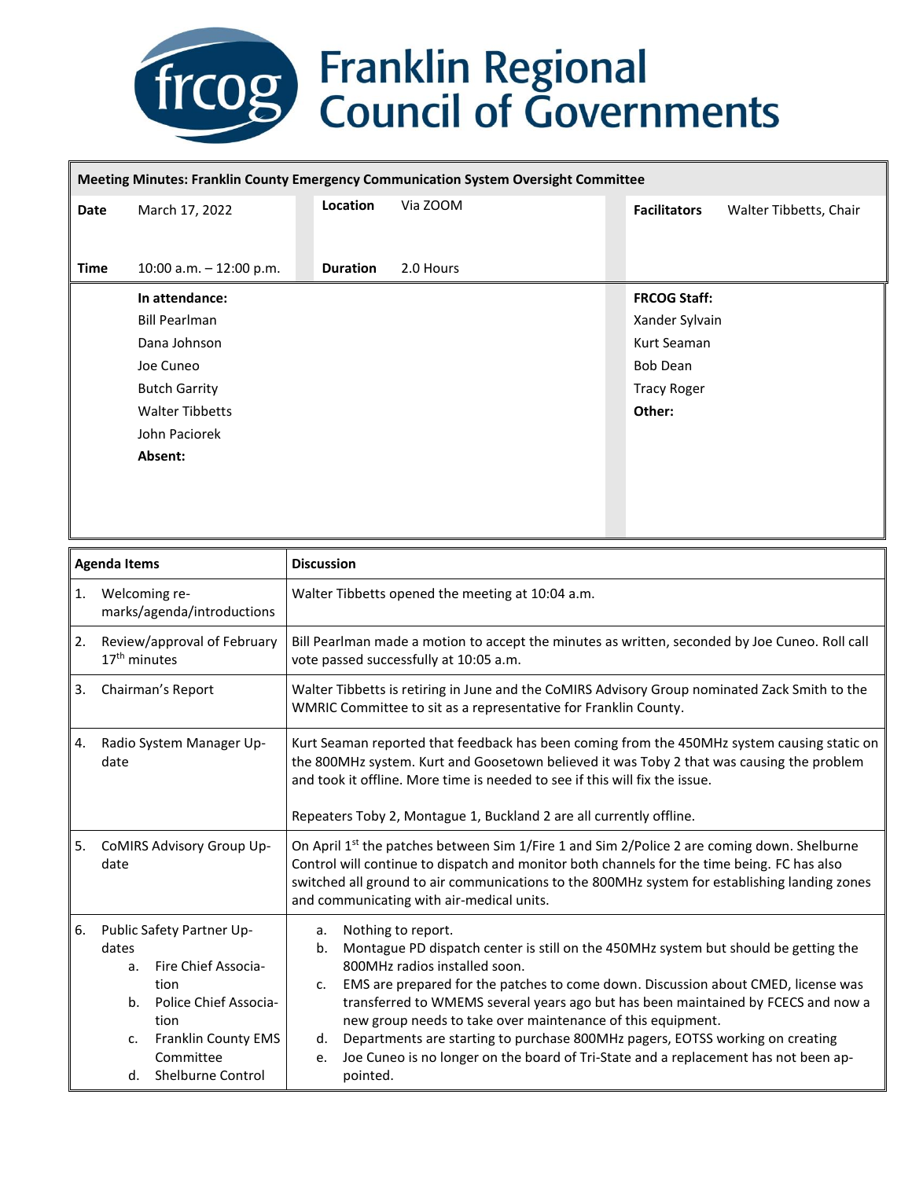# Franklin Regional Council of Governments

| Meeting Minutes: Franklin County Emergency Communication System Oversight Committee | | | | | |
|---|---|---|---|---|---|
| **Date** | March 17, 2022 | **Location** | Via ZOOM | **Facilitators** | Walter Tibbetts, Chair |
| **Time** | 10:00 a.m. – 12:00 p.m. | **Duration** | 2.0 Hours | | |

| | |
|---|---|
| **In attendance:** | **FRCOG Staff:** |
| Bill Pearlman | Xander Sylvain |
| Dana Johnson | Kurt Seaman |
| Joe Cuneo | Bob Dean |
| Butch Garrity | Tracy Roger |
| Walter Tibbetts | **Other:** |
| John Paciorek | |
| **Absent:** | |

| Agenda Items | Discussion |
|---|---|
| 1. Welcoming remarks/agenda/introductions | Walter Tibbetts opened the meeting at 10:04 a.m. |
| 2. Review/approval of February 17th minutes | Bill Pearlman made a motion to accept the minutes as written, seconded by Joe Cuneo. Roll call vote passed successfully at 10:05 a.m. |
| 3. Chairman's Report | Walter Tibbetts is retiring in June and the CoMIRS Advisory Group nominated Zack Smith to the WMRIC Committee to sit as a representative for Franklin County. |
| 4. Radio System Manager Update | Kurt Seaman reported that feedback has been coming from the 450MHz system causing static on the 800MHz system. Kurt and Goosetown believed it was Toby 2 that was causing the problem and took it offline. More time is needed to see if this will fix the issue.<br><br>Repeaters Toby 2, Montague 1, Buckland 2 are all currently offline. |
| 5. CoMIRS Advisory Group Update | On April 1st the patches between Sim 1/Fire 1 and Sim 2/Police 2 are coming down. Shelburne Control will continue to dispatch and monitor both channels for the time being. FC has also switched all ground to air communications to the 800MHz system for establishing landing zones and communicating with air-medical units. |
| 6. Public Safety Partner Updates<br>a. Fire Chief Association<br>b. Police Chief Association<br>c. Franklin County EMS Committee<br>d. Shelburne Control | a. Nothing to report.<br>b. Montague PD dispatch center is still on the 450MHz system but should be getting the 800MHz radios installed soon.<br>c. EMS are prepared for the patches to come down. Discussion about CMED, license was transferred to WMEMS several years ago but has been maintained by FCECS and now a new group needs to take over maintenance of this equipment.<br>d. Departments are starting to purchase 800MHz pagers, EOTSS working on creating<br>e. Joe Cuneo is no longer on the board of Tri-State and a replacement has not been appointed. |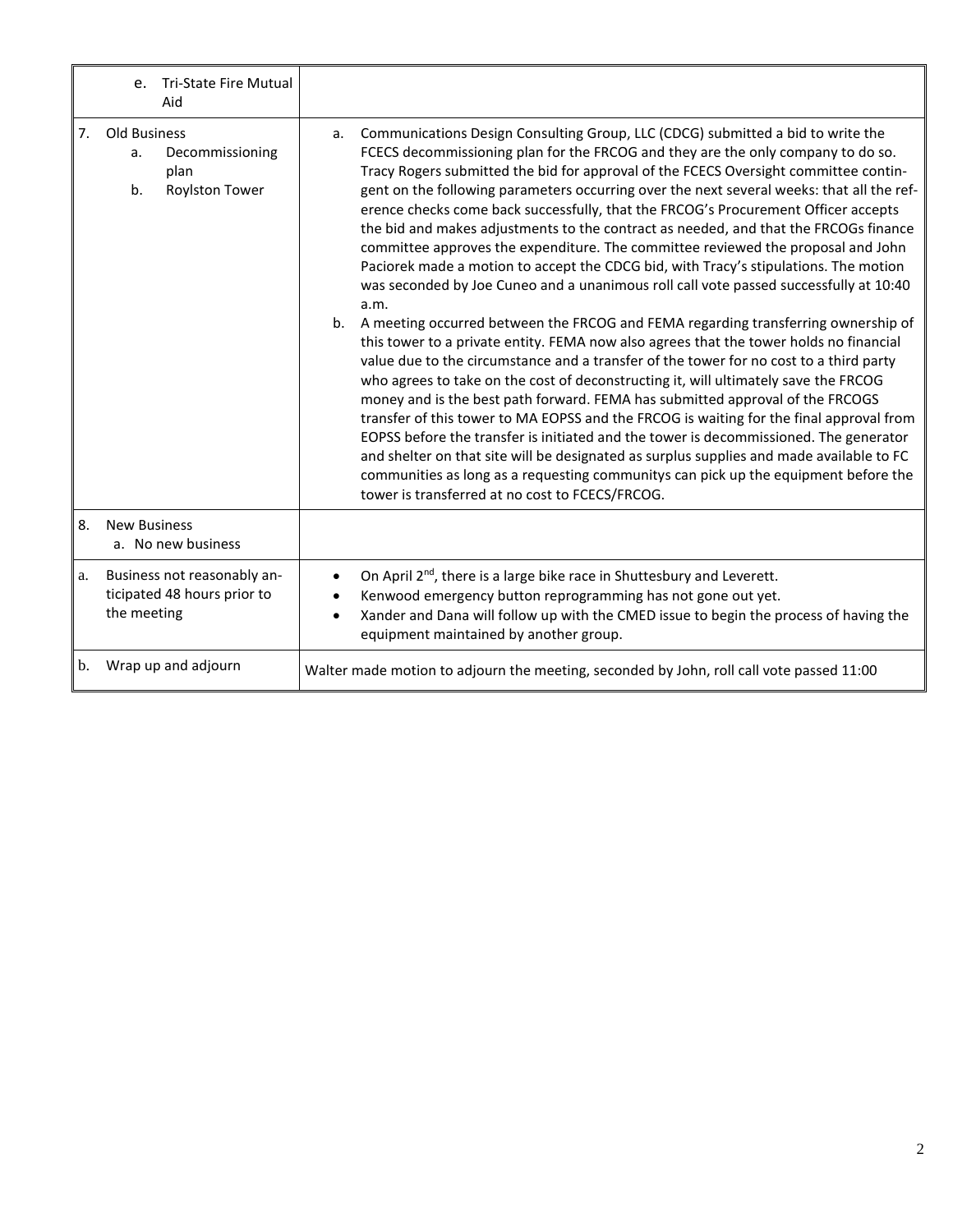| | |
|---|---|
| e. Tri-State Fire Mutual Aid | |
| 7. Old Business<br>a. Decommissioning plan<br>b. Roylston Tower | a. Communications Design Consulting Group, LLC (CDCG) submitted a bid to write the FCECS decommissioning plan for the FRCOG and they are the only company to do so. Tracy Rogers submitted the bid for approval of the FCECS Oversight committee contingent on the following parameters occurring over the next several weeks: that all the reference checks come back successfully, that the FRCOG's Procurement Officer accepts the bid and makes adjustments to the contract as needed, and that the FRCOGs finance committee approves the expenditure. The committee reviewed the proposal and John Paciorek made a motion to accept the CDCG bid, with Tracy's stipulations. The motion was seconded by Joe Cuneo and a unanimous roll call vote passed successfully at 10:40 a.m.<br>b. A meeting occurred between the FRCOG and FEMA regarding transferring ownership of this tower to a private entity. FEMA now also agrees that the tower holds no financial value due to the circumstance and a transfer of the tower for no cost to a third party who agrees to take on the cost of deconstructing it, will ultimately save the FRCOG money and is the best path forward. FEMA has submitted approval of the FRCOGS transfer of this tower to MA EOPSS and the FRCOG is waiting for the final approval from EOPSS before the transfer is initiated and the tower is decommissioned. The generator and shelter on that site will be designated as surplus supplies and made available to FC communities as long as a requesting communitys can pick up the equipment before the tower is transferred at no cost to FCECS/FRCOG. |
| 8. New Business<br>a. No new business | |
| a. Business not reasonably anticipated 48 hours prior to the meeting | • On April 2nd, there is a large bike race in Shuttesbury and Leverett.<br>• Kenwood emergency button reprogramming has not gone out yet.<br>• Xander and Dana will follow up with the CMED issue to begin the process of having the equipment maintained by another group. |
| b. Wrap up and adjourn | Walter made motion to adjourn the meeting, seconded by John, roll call vote passed 11:00 |